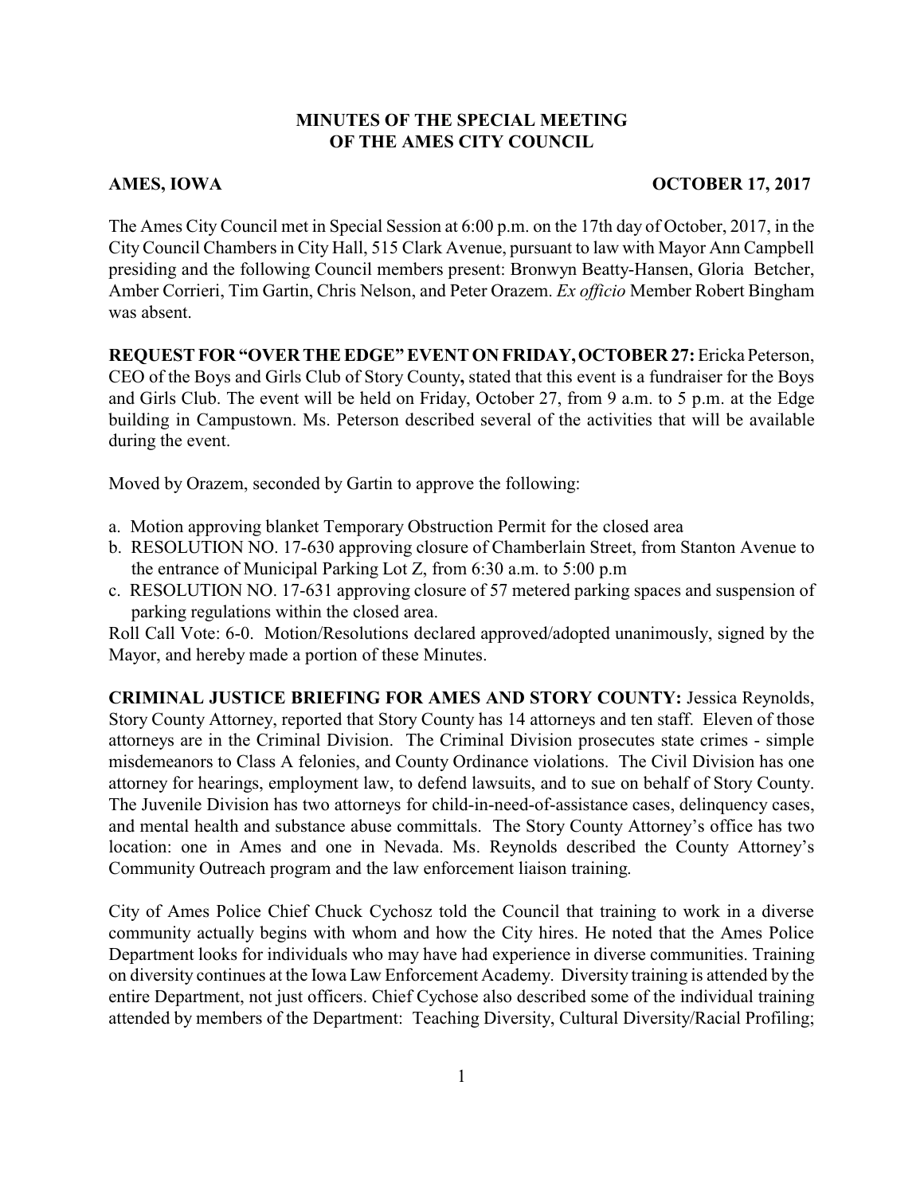# MINUTES OF THE SPECIAL MEETING OF THE AMES CITY COUNCIL

**AMES, IOWA** **OCTOBER 17, 2017**

The Ames City Council met in Special Session at 6:00 p.m. on the 17th day of October, 2017, in the City Council Chambers in City Hall, 515 Clark Avenue, pursuant to law with Mayor Ann Campbell presiding and the following Council members present: Bronwyn Beatty-Hansen, Gloria Betcher, Amber Corrieri, Tim Gartin, Chris Nelson, and Peter Orazem. *Ex officio* Member Robert Bingham was absent.

**REQUEST FOR "OVER THE EDGE" EVENT ON FRIDAY, OCTOBER 27:** Ericka Peterson, CEO of the Boys and Girls Club of Story County**,** stated that this event is a fundraiser for the Boys and Girls Club. The event will be held on Friday, October 27, from 9 a.m. to 5 p.m. at the Edge building in Campustown. Ms. Peterson described several of the activities that will be available during the event.

Moved by Orazem, seconded by Gartin to approve the following:

a. Motion approving blanket Temporary Obstruction Permit for the closed area
b. RESOLUTION NO. 17-630 approving closure of Chamberlain Street, from Stanton Avenue to the entrance of Municipal Parking Lot Z, from 6:30 a.m. to 5:00 p.m
c. RESOLUTION NO. 17-631 approving closure of 57 metered parking spaces and suspension of parking regulations within the closed area.

Roll Call Vote: 6-0. Motion/Resolutions declared approved/adopted unanimously, signed by the Mayor, and hereby made a portion of these Minutes.

**CRIMINAL JUSTICE BRIEFING FOR AMES AND STORY COUNTY:** Jessica Reynolds, Story County Attorney, reported that Story County has 14 attorneys and ten staff. Eleven of those attorneys are in the Criminal Division. The Criminal Division prosecutes state crimes - simple misdemeanors to Class A felonies, and County Ordinance violations. The Civil Division has one attorney for hearings, employment law, to defend lawsuits, and to sue on behalf of Story County. The Juvenile Division has two attorneys for child-in-need-of-assistance cases, delinquency cases, and mental health and substance abuse committals. The Story County Attorney's office has two location: one in Ames and one in Nevada. Ms. Reynolds described the County Attorney's Community Outreach program and the law enforcement liaison training.

City of Ames Police Chief Chuck Cychosz told the Council that training to work in a diverse community actually begins with whom and how the City hires. He noted that the Ames Police Department looks for individuals who may have had experience in diverse communities. Training on diversity continues at the Iowa Law Enforcement Academy. Diversity training is attended by the entire Department, not just officers. Chief Cychose also described some of the individual training attended by members of the Department: Teaching Diversity, Cultural Diversity/Racial Profiling;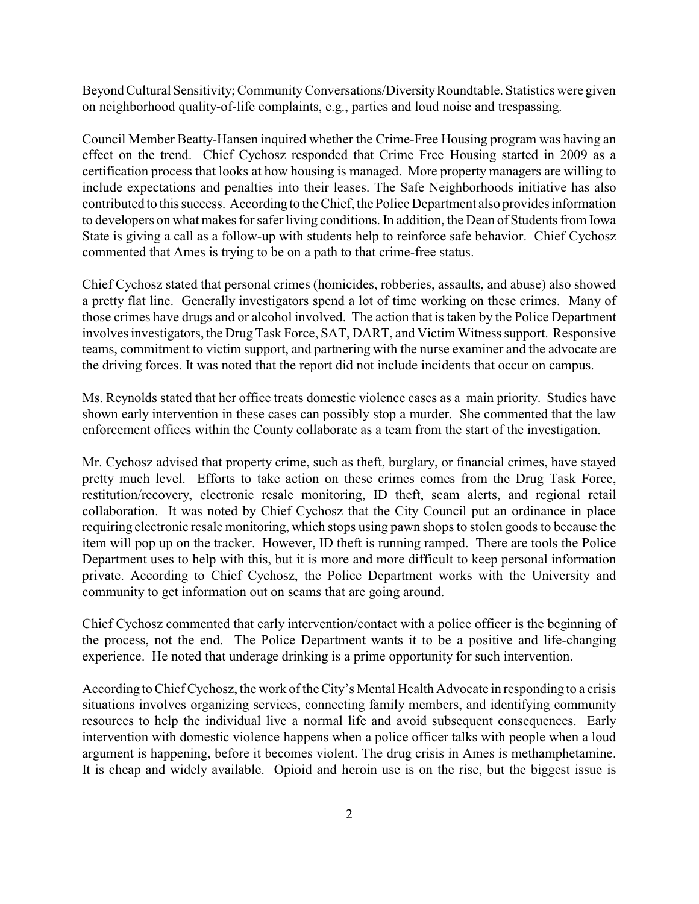Beyond Cultural Sensitivity; Community Conversations/Diversity Roundtable. Statistics were given on neighborhood quality-of-life complaints, e.g., parties and loud noise and trespassing.

Council Member Beatty-Hansen inquired whether the Crime-Free Housing program was having an effect on the trend. Chief Cychosz responded that Crime Free Housing started in 2009 as a certification process that looks at how housing is managed. More property managers are willing to include expectations and penalties into their leases. The Safe Neighborhoods initiative has also contributed to this success. According to the Chief, the Police Department also provides information to developers on what makes for safer living conditions. In addition, the Dean of Students from Iowa State is giving a call as a follow-up with students help to reinforce safe behavior. Chief Cychosz commented that Ames is trying to be on a path to that crime-free status.

Chief Cychosz stated that personal crimes (homicides, robberies, assaults, and abuse) also showed a pretty flat line. Generally investigators spend a lot of time working on these crimes. Many of those crimes have drugs and or alcohol involved. The action that is taken by the Police Department involves investigators, the Drug Task Force, SAT, DART, and Victim Witness support. Responsive teams, commitment to victim support, and partnering with the nurse examiner and the advocate are the driving forces. It was noted that the report did not include incidents that occur on campus.

Ms. Reynolds stated that her office treats domestic violence cases as a main priority. Studies have shown early intervention in these cases can possibly stop a murder. She commented that the law enforcement offices within the County collaborate as a team from the start of the investigation.

Mr. Cychosz advised that property crime, such as theft, burglary, or financial crimes, have stayed pretty much level. Efforts to take action on these crimes comes from the Drug Task Force, restitution/recovery, electronic resale monitoring, ID theft, scam alerts, and regional retail collaboration. It was noted by Chief Cychosz that the City Council put an ordinance in place requiring electronic resale monitoring, which stops using pawn shops to stolen goods to because the item will pop up on the tracker. However, ID theft is running ramped. There are tools the Police Department uses to help with this, but it is more and more difficult to keep personal information private. According to Chief Cychosz, the Police Department works with the University and community to get information out on scams that are going around.

Chief Cychosz commented that early intervention/contact with a police officer is the beginning of the process, not the end. The Police Department wants it to be a positive and life-changing experience. He noted that underage drinking is a prime opportunity for such intervention.

According to Chief Cychosz, the work of the City's Mental Health Advocate in responding to a crisis situations involves organizing services, connecting family members, and identifying community resources to help the individual live a normal life and avoid subsequent consequences. Early intervention with domestic violence happens when a police officer talks with people when a loud argument is happening, before it becomes violent. The drug crisis in Ames is methamphetamine. It is cheap and widely available. Opioid and heroin use is on the rise, but the biggest issue is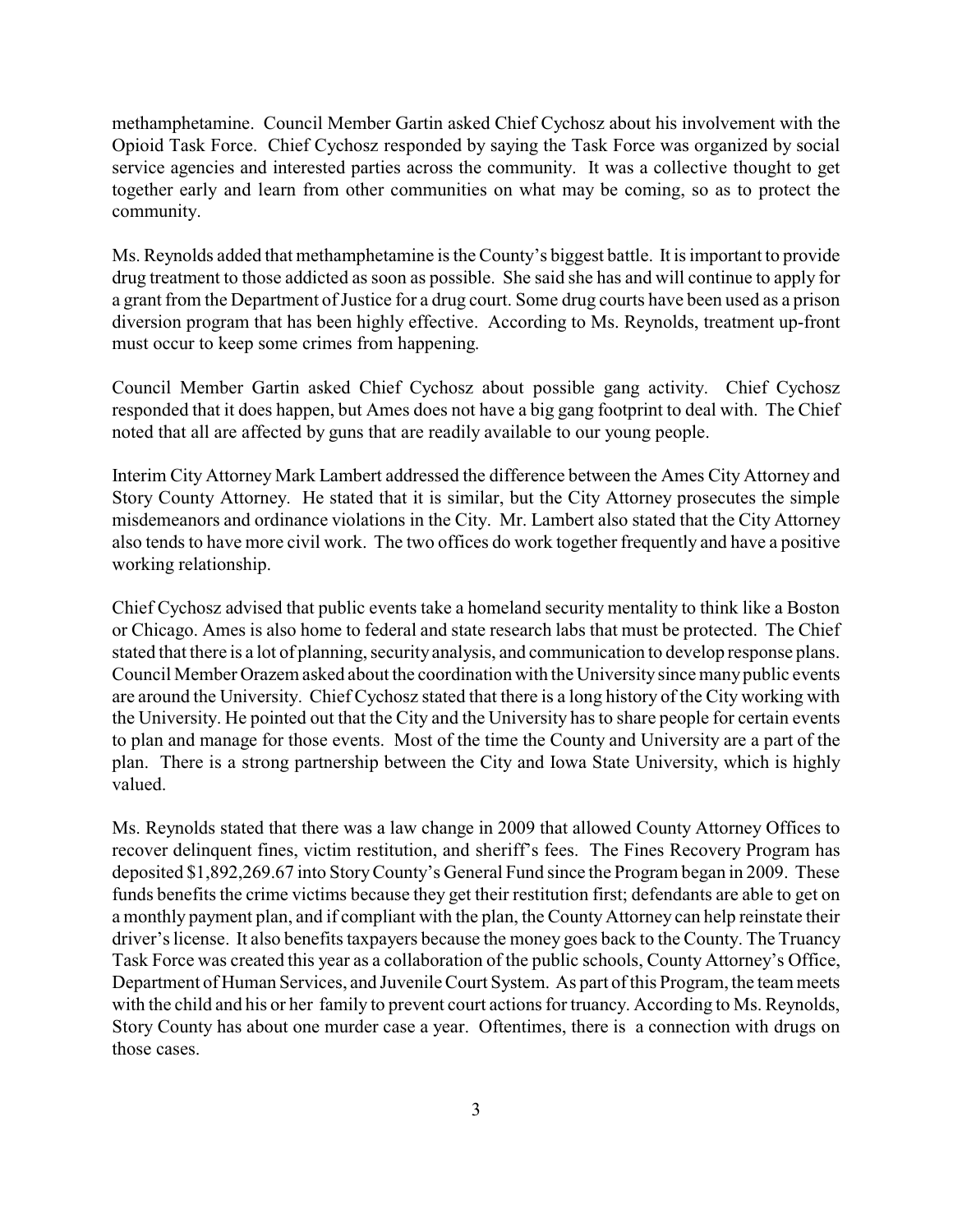methamphetamine. Council Member Gartin asked Chief Cychosz about his involvement with the Opioid Task Force. Chief Cychosz responded by saying the Task Force was organized by social service agencies and interested parties across the community. It was a collective thought to get together early and learn from other communities on what may be coming, so as to protect the community.

Ms. Reynolds added that methamphetamine is the County's biggest battle. It is important to provide drug treatment to those addicted as soon as possible. She said she has and will continue to apply for a grant from the Department of Justice for a drug court. Some drug courts have been used as a prison diversion program that has been highly effective. According to Ms. Reynolds, treatment up-front must occur to keep some crimes from happening.

Council Member Gartin asked Chief Cychosz about possible gang activity. Chief Cychosz responded that it does happen, but Ames does not have a big gang footprint to deal with. The Chief noted that all are affected by guns that are readily available to our young people.

Interim City Attorney Mark Lambert addressed the difference between the Ames City Attorney and Story County Attorney. He stated that it is similar, but the City Attorney prosecutes the simple misdemeanors and ordinance violations in the City. Mr. Lambert also stated that the City Attorney also tends to have more civil work. The two offices do work together frequently and have a positive working relationship.

Chief Cychosz advised that public events take a homeland security mentality to think like a Boston or Chicago. Ames is also home to federal and state research labs that must be protected. The Chief stated that there is a lot of planning, security analysis, and communication to develop response plans. Council Member Orazem asked about the coordination with the University since many public events are around the University. Chief Cychosz stated that there is a long history of the City working with the University. He pointed out that the City and the University has to share people for certain events to plan and manage for those events. Most of the time the County and University are a part of the plan. There is a strong partnership between the City and Iowa State University, which is highly valued.

Ms. Reynolds stated that there was a law change in 2009 that allowed County Attorney Offices to recover delinquent fines, victim restitution, and sheriff's fees. The Fines Recovery Program has deposited $1,892,269.67 into Story County's General Fund since the Program began in 2009. These funds benefits the crime victims because they get their restitution first; defendants are able to get on a monthly payment plan, and if compliant with the plan, the County Attorney can help reinstate their driver's license. It also benefits taxpayers because the money goes back to the County. The Truancy Task Force was created this year as a collaboration of the public schools, County Attorney's Office, Department of Human Services, and Juvenile Court System. As part of this Program, the team meets with the child and his or her family to prevent court actions for truancy. According to Ms. Reynolds, Story County has about one murder case a year. Oftentimes, there is a connection with drugs on those cases.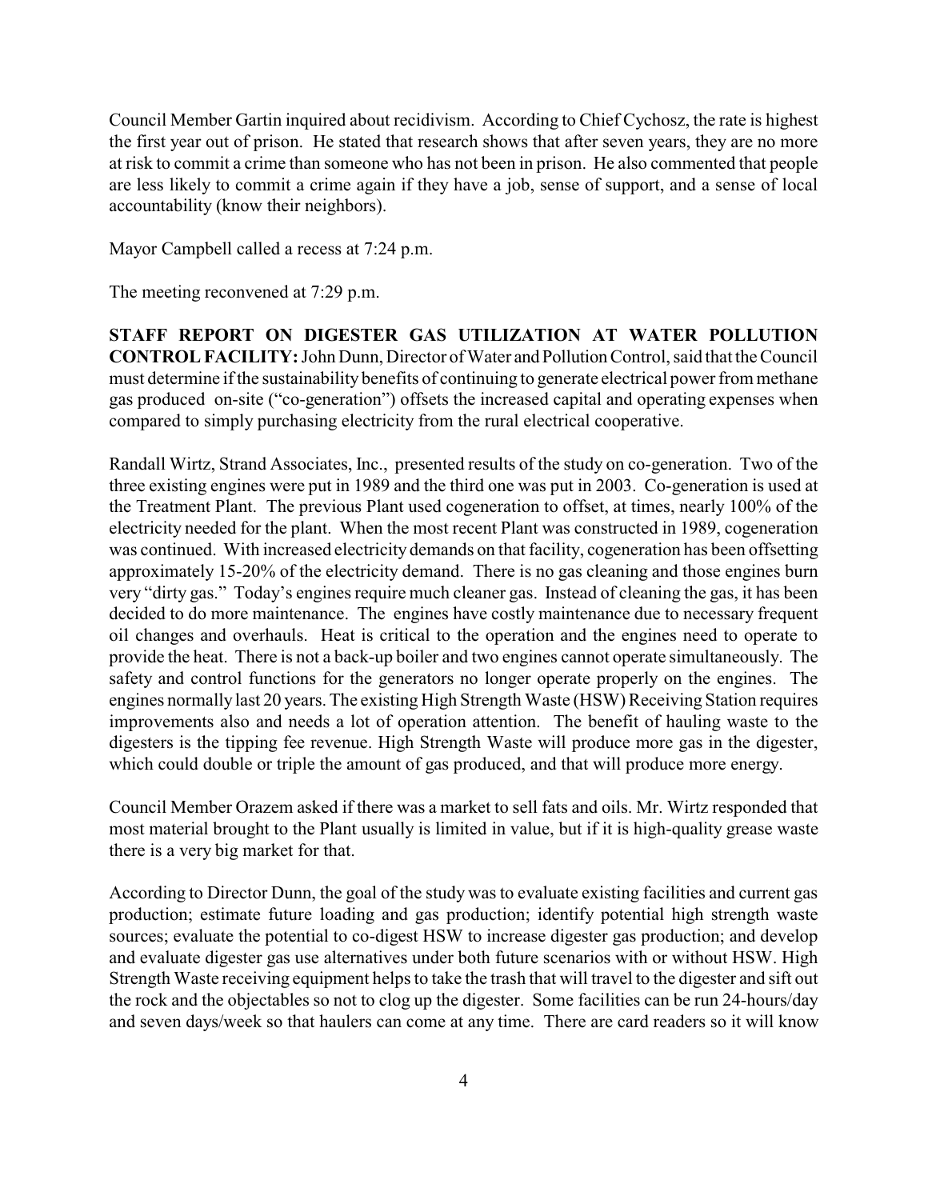Council Member Gartin inquired about recidivism. According to Chief Cychosz, the rate is highest the first year out of prison. He stated that research shows that after seven years, they are no more at risk to commit a crime than someone who has not been in prison. He also commented that people are less likely to commit a crime again if they have a job, sense of support, and a sense of local accountability (know their neighbors).

Mayor Campbell called a recess at 7:24 p.m.

The meeting reconvened at 7:29 p.m.

**STAFF REPORT ON DIGESTER GAS UTILIZATION AT WATER POLLUTION CONTROL FACILITY:** John Dunn, Director of Water and Pollution Control, said that the Council must determine if the sustainability benefits of continuing to generate electrical power from methane gas produced on-site ("co-generation") offsets the increased capital and operating expenses when compared to simply purchasing electricity from the rural electrical cooperative.

Randall Wirtz, Strand Associates, Inc., presented results of the study on co-generation. Two of the three existing engines were put in 1989 and the third one was put in 2003. Co-generation is used at the Treatment Plant. The previous Plant used cogeneration to offset, at times, nearly 100% of the electricity needed for the plant. When the most recent Plant was constructed in 1989, cogeneration was continued. With increased electricity demands on that facility, cogeneration has been offsetting approximately 15-20% of the electricity demand. There is no gas cleaning and those engines burn very "dirty gas." Today's engines require much cleaner gas. Instead of cleaning the gas, it has been decided to do more maintenance. The engines have costly maintenance due to necessary frequent oil changes and overhauls. Heat is critical to the operation and the engines need to operate to provide the heat. There is not a back-up boiler and two engines cannot operate simultaneously. The safety and control functions for the generators no longer operate properly on the engines. The engines normally last 20 years. The existing High Strength Waste (HSW) Receiving Station requires improvements also and needs a lot of operation attention. The benefit of hauling waste to the digesters is the tipping fee revenue. High Strength Waste will produce more gas in the digester, which could double or triple the amount of gas produced, and that will produce more energy.

Council Member Orazem asked if there was a market to sell fats and oils. Mr. Wirtz responded that most material brought to the Plant usually is limited in value, but if it is high-quality grease waste there is a very big market for that.

According to Director Dunn, the goal of the study was to evaluate existing facilities and current gas production; estimate future loading and gas production; identify potential high strength waste sources; evaluate the potential to co-digest HSW to increase digester gas production; and develop and evaluate digester gas use alternatives under both future scenarios with or without HSW. High Strength Waste receiving equipment helps to take the trash that will travel to the digester and sift out the rock and the objectables so not to clog up the digester. Some facilities can be run 24-hours/day and seven days/week so that haulers can come at any time. There are card readers so it will know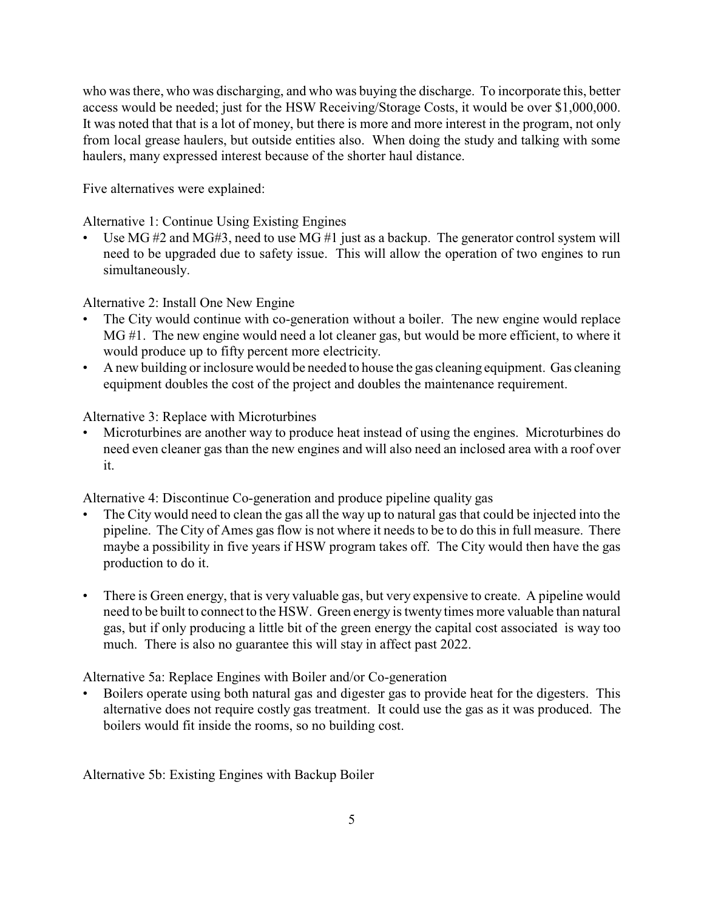who was there, who was discharging, and who was buying the discharge. To incorporate this, better access would be needed; just for the HSW Receiving/Storage Costs, it would be over $1,000,000. It was noted that that is a lot of money, but there is more and more interest in the program, not only from local grease haulers, but outside entities also. When doing the study and talking with some haulers, many expressed interest because of the shorter haul distance.

Five alternatives were explained:

Alternative 1: Continue Using Existing Engines

- Use MG #2 and MG#3, need to use MG #1 just as a backup. The generator control system will need to be upgraded due to safety issue. This will allow the operation of two engines to run simultaneously.

Alternative 2: Install One New Engine

- The City would continue with co-generation without a boiler. The new engine would replace MG #1. The new engine would need a lot cleaner gas, but would be more efficient, to where it would produce up to fifty percent more electricity.
- A new building or inclosure would be needed to house the gas cleaning equipment. Gas cleaning equipment doubles the cost of the project and doubles the maintenance requirement.

Alternative 3: Replace with Microturbines

- Microturbines are another way to produce heat instead of using the engines. Microturbines do need even cleaner gas than the new engines and will also need an inclosed area with a roof over it.

Alternative 4: Discontinue Co-generation and produce pipeline quality gas

- The City would need to clean the gas all the way up to natural gas that could be injected into the pipeline. The City of Ames gas flow is not where it needs to be to do this in full measure. There maybe a possibility in five years if HSW program takes off. The City would then have the gas production to do it.

- There is Green energy, that is very valuable gas, but very expensive to create. A pipeline would need to be built to connect to the HSW. Green energy is twenty times more valuable than natural gas, but if only producing a little bit of the green energy the capital cost associated is way too much. There is also no guarantee this will stay in affect past 2022.

Alternative 5a: Replace Engines with Boiler and/or Co-generation

- Boilers operate using both natural gas and digester gas to provide heat for the digesters. This alternative does not require costly gas treatment. It could use the gas as it was produced. The boilers would fit inside the rooms, so no building cost.

Alternative 5b: Existing Engines with Backup Boiler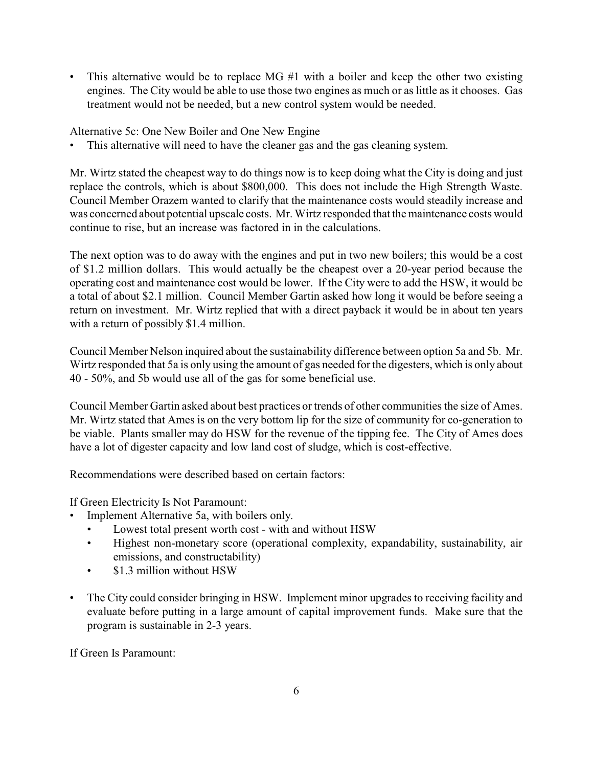- This alternative would be to replace MG #1 with a boiler and keep the other two existing engines. The City would be able to use those two engines as much or as little as it chooses. Gas treatment would not be needed, but a new control system would be needed.

Alternative 5c: One New Boiler and One New Engine

- This alternative will need to have the cleaner gas and the gas cleaning system.

Mr. Wirtz stated the cheapest way to do things now is to keep doing what the City is doing and just replace the controls, which is about $800,000. This does not include the High Strength Waste. Council Member Orazem wanted to clarify that the maintenance costs would steadily increase and was concerned about potential upscale costs. Mr. Wirtz responded that the maintenance costs would continue to rise, but an increase was factored in in the calculations.

The next option was to do away with the engines and put in two new boilers; this would be a cost of $1.2 million dollars. This would actually be the cheapest over a 20-year period because the operating cost and maintenance cost would be lower. If the City were to add the HSW, it would be a total of about $2.1 million. Council Member Gartin asked how long it would be before seeing a return on investment. Mr. Wirtz replied that with a direct payback it would be in about ten years with a return of possibly $1.4 million.

Council Member Nelson inquired about the sustainability difference between option 5a and 5b. Mr. Wirtz responded that 5a is only using the amount of gas needed for the digesters, which is only about 40 - 50%, and 5b would use all of the gas for some beneficial use.

Council Member Gartin asked about best practices or trends of other communities the size of Ames. Mr. Wirtz stated that Ames is on the very bottom lip for the size of community for co-generation to be viable. Plants smaller may do HSW for the revenue of the tipping fee. The City of Ames does have a lot of digester capacity and low land cost of sludge, which is cost-effective.

Recommendations were described based on certain factors:

If Green Electricity Is Not Paramount:

- Implement Alternative 5a, with boilers only.
  - Lowest total present worth cost - with and without HSW
  - Highest non-monetary score (operational complexity, expandability, sustainability, air emissions, and constructability)
  - $1.3 million without HSW

- The City could consider bringing in HSW. Implement minor upgrades to receiving facility and evaluate before putting in a large amount of capital improvement funds. Make sure that the program is sustainable in 2-3 years.

If Green Is Paramount: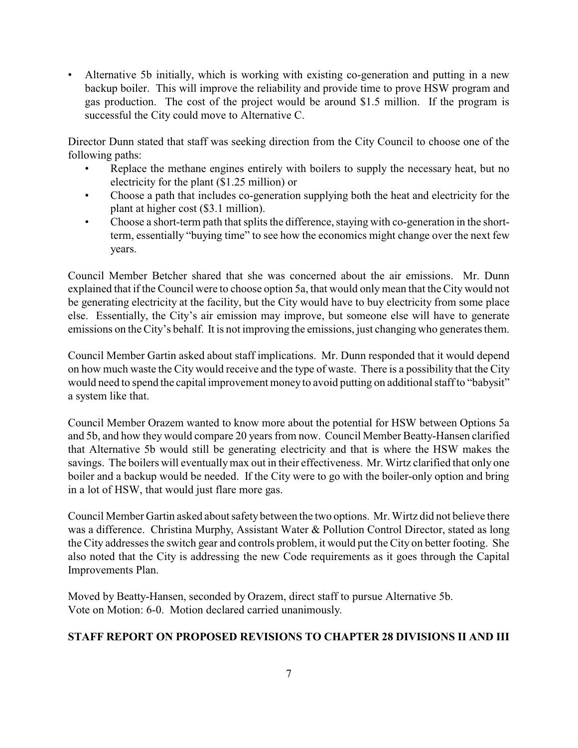- Alternative 5b initially, which is working with existing co-generation and putting in a new backup boiler. This will improve the reliability and provide time to prove HSW program and gas production. The cost of the project would be around $1.5 million. If the program is successful the City could move to Alternative C.

Director Dunn stated that staff was seeking direction from the City Council to choose one of the following paths:

- Replace the methane engines entirely with boilers to supply the necessary heat, but no electricity for the plant ($1.25 million) or
- Choose a path that includes co-generation supplying both the heat and electricity for the plant at higher cost ($3.1 million).
- Choose a short-term path that splits the difference, staying with co-generation in the short-term, essentially "buying time" to see how the economics might change over the next few years.

Council Member Betcher shared that she was concerned about the air emissions. Mr. Dunn explained that if the Council were to choose option 5a, that would only mean that the City would not be generating electricity at the facility, but the City would have to buy electricity from some place else. Essentially, the City's air emission may improve, but someone else will have to generate emissions on the City's behalf. It is not improving the emissions, just changing who generates them.

Council Member Gartin asked about staff implications. Mr. Dunn responded that it would depend on how much waste the City would receive and the type of waste. There is a possibility that the City would need to spend the capital improvement money to avoid putting on additional staff to "babysit" a system like that.

Council Member Orazem wanted to know more about the potential for HSW between Options 5a and 5b, and how they would compare 20 years from now. Council Member Beatty-Hansen clarified that Alternative 5b would still be generating electricity and that is where the HSW makes the savings. The boilers will eventually max out in their effectiveness. Mr. Wirtz clarified that only one boiler and a backup would be needed. If the City were to go with the boiler-only option and bring in a lot of HSW, that would just flare more gas.

Council Member Gartin asked about safety between the two options. Mr. Wirtz did not believe there was a difference. Christina Murphy, Assistant Water & Pollution Control Director, stated as long the City addresses the switch gear and controls problem, it would put the City on better footing. She also noted that the City is addressing the new Code requirements as it goes through the Capital Improvements Plan.

Moved by Beatty-Hansen, seconded by Orazem, direct staff to pursue Alternative 5b.
Vote on Motion: 6-0. Motion declared carried unanimously.

**STAFF REPORT ON PROPOSED REVISIONS TO CHAPTER 28 DIVISIONS II AND III**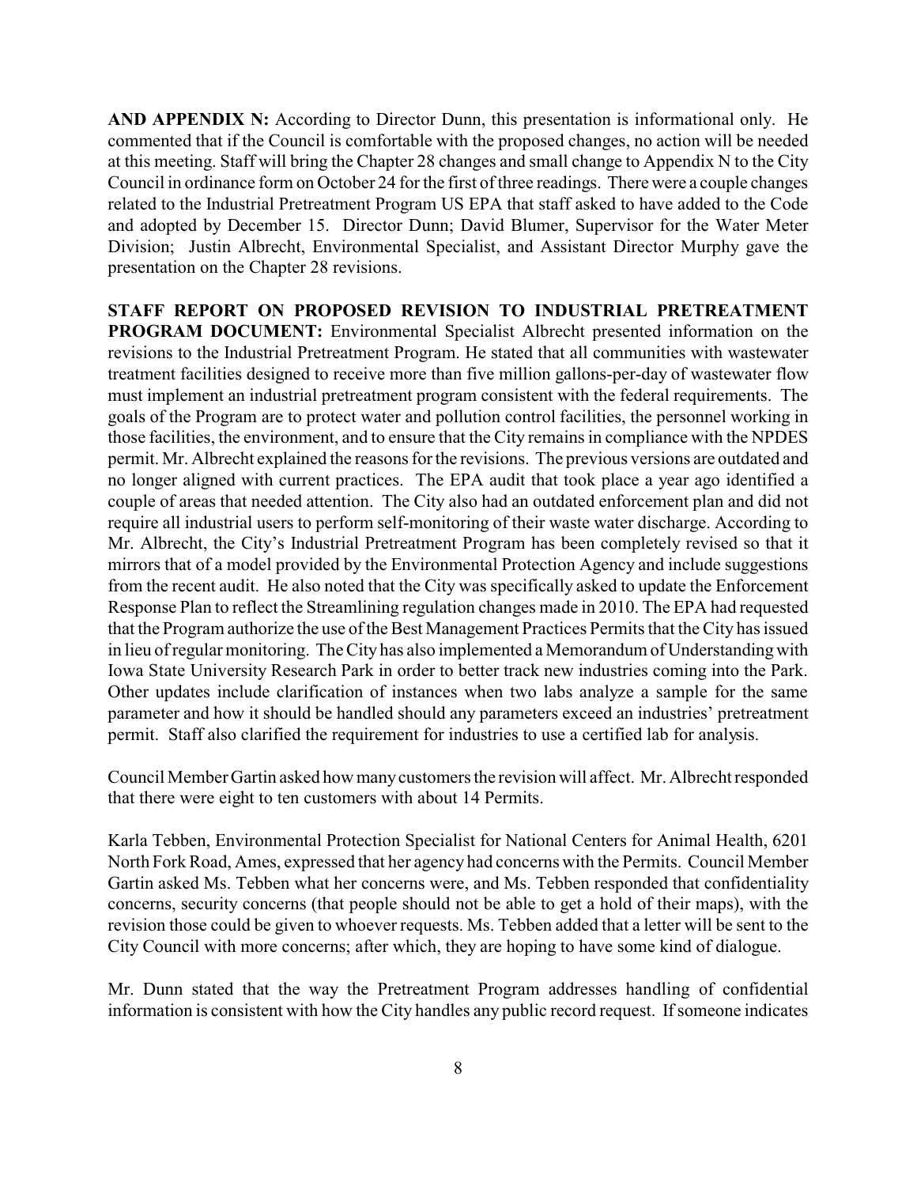**AND APPENDIX N:** According to Director Dunn, this presentation is informational only. He commented that if the Council is comfortable with the proposed changes, no action will be needed at this meeting. Staff will bring the Chapter 28 changes and small change to Appendix N to the City Council in ordinance form on October 24 for the first of three readings. There were a couple changes related to the Industrial Pretreatment Program US EPA that staff asked to have added to the Code and adopted by December 15. Director Dunn; David Blumer, Supervisor for the Water Meter Division; Justin Albrecht, Environmental Specialist, and Assistant Director Murphy gave the presentation on the Chapter 28 revisions.

**STAFF REPORT ON PROPOSED REVISION TO INDUSTRIAL PRETREATMENT PROGRAM DOCUMENT:** Environmental Specialist Albrecht presented information on the revisions to the Industrial Pretreatment Program. He stated that all communities with wastewater treatment facilities designed to receive more than five million gallons-per-day of wastewater flow must implement an industrial pretreatment program consistent with the federal requirements. The goals of the Program are to protect water and pollution control facilities, the personnel working in those facilities, the environment, and to ensure that the City remains in compliance with the NPDES permit. Mr. Albrecht explained the reasons for the revisions. The previous versions are outdated and no longer aligned with current practices. The EPA audit that took place a year ago identified a couple of areas that needed attention. The City also had an outdated enforcement plan and did not require all industrial users to perform self-monitoring of their waste water discharge. According to Mr. Albrecht, the City's Industrial Pretreatment Program has been completely revised so that it mirrors that of a model provided by the Environmental Protection Agency and include suggestions from the recent audit. He also noted that the City was specifically asked to update the Enforcement Response Plan to reflect the Streamlining regulation changes made in 2010. The EPA had requested that the Program authorize the use of the Best Management Practices Permits that the City has issued in lieu of regular monitoring. The City has also implemented a Memorandum of Understanding with Iowa State University Research Park in order to better track new industries coming into the Park. Other updates include clarification of instances when two labs analyze a sample for the same parameter and how it should be handled should any parameters exceed an industries' pretreatment permit. Staff also clarified the requirement for industries to use a certified lab for analysis.

Council Member Gartin asked how many customers the revision will affect. Mr. Albrecht responded that there were eight to ten customers with about 14 Permits.

Karla Tebben, Environmental Protection Specialist for National Centers for Animal Health, 6201 North Fork Road, Ames, expressed that her agency had concerns with the Permits. Council Member Gartin asked Ms. Tebben what her concerns were, and Ms. Tebben responded that confidentiality concerns, security concerns (that people should not be able to get a hold of their maps), with the revision those could be given to whoever requests. Ms. Tebben added that a letter will be sent to the City Council with more concerns; after which, they are hoping to have some kind of dialogue.

Mr. Dunn stated that the way the Pretreatment Program addresses handling of confidential information is consistent with how the City handles any public record request. If someone indicates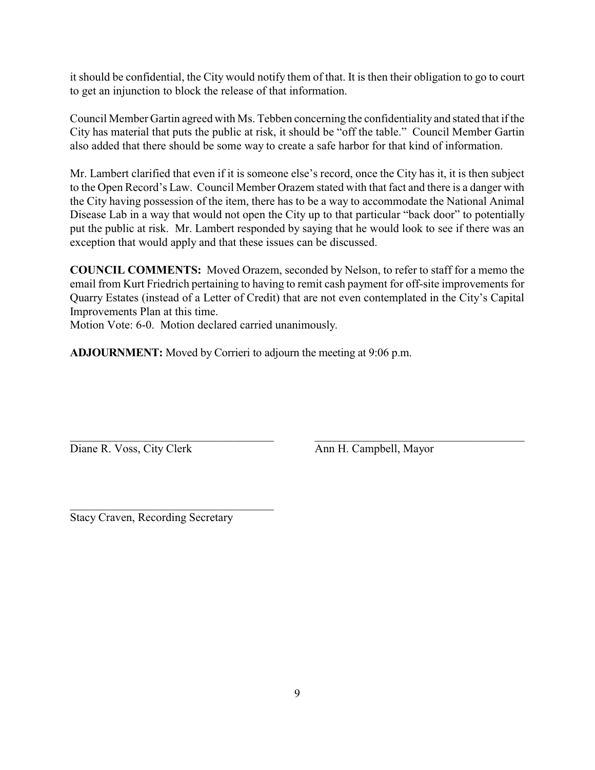it should be confidential, the City would notify them of that. It is then their obligation to go to court to get an injunction to block the release of that information.

Council Member Gartin agreed with Ms. Tebben concerning the confidentiality and stated that if the City has material that puts the public at risk, it should be "off the table." Council Member Gartin also added that there should be some way to create a safe harbor for that kind of information.

Mr. Lambert clarified that even if it is someone else's record, once the City has it, it is then subject to the Open Record's Law. Council Member Orazem stated with that fact and there is a danger with the City having possession of the item, there has to be a way to accommodate the National Animal Disease Lab in a way that would not open the City up to that particular "back door" to potentially put the public at risk. Mr. Lambert responded by saying that he would look to see if there was an exception that would apply and that these issues can be discussed.

**COUNCIL COMMENTS:** Moved Orazem, seconded by Nelson, to refer to staff for a memo the email from Kurt Friedrich pertaining to having to remit cash payment for off-site improvements for Quarry Estates (instead of a Letter of Credit) that are not even contemplated in the City's Capital Improvements Plan at this time.
Motion Vote: 6-0. Motion declared carried unanimously.

**ADJOURNMENT:** Moved by Corrieri to adjourn the meeting at 9:06 p.m.

\_\_\_\_\_\_\_\_\_\_\_\_\_\_\_\_\_\_\_\_\_\_\_\_\_\_\_\_\_\_\_\_\_\_\_\_
Diane R. Voss, City Clerk

\_\_\_\_\_\_\_\_\_\_\_\_\_\_\_\_\_\_\_\_\_\_\_\_\_\_\_\_\_\_\_\_\_\_\_\_
Ann H. Campbell, Mayor

\_\_\_\_\_\_\_\_\_\_\_\_\_\_\_\_\_\_\_\_\_\_\_\_\_\_\_\_\_\_\_\_\_\_\_\_
Stacy Craven, Recording Secretary